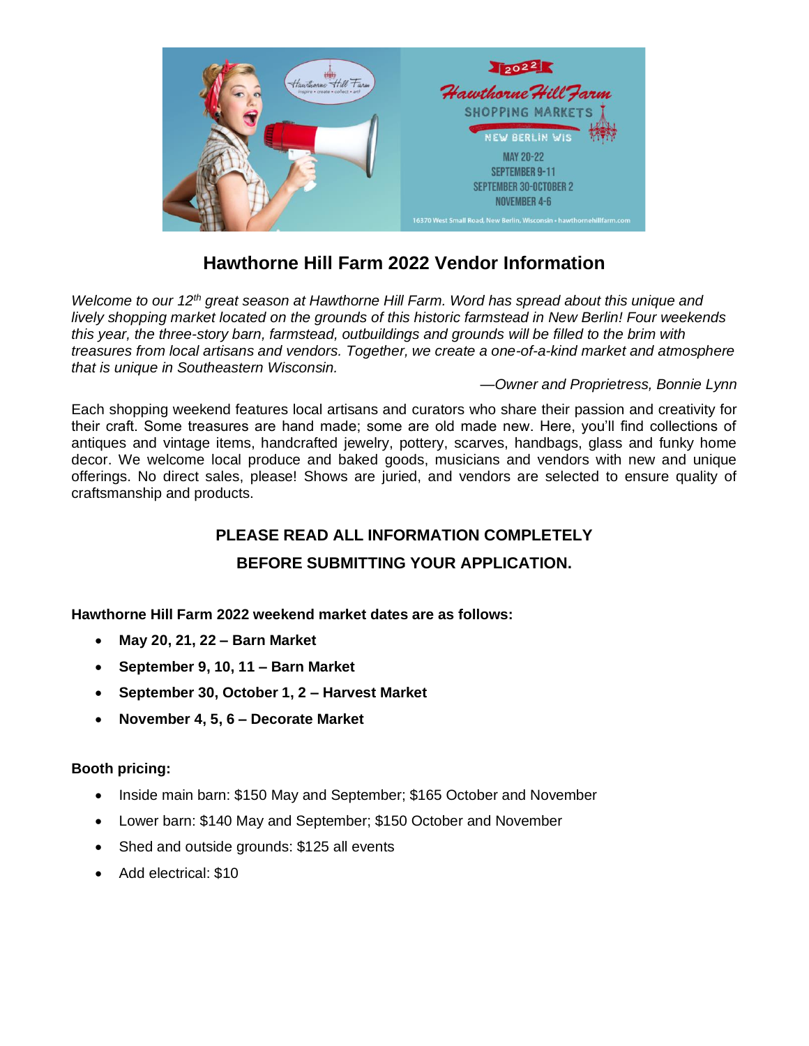# Hawthorne Hill Farm 2022 Vendor Information

*Welcome to our 12th great season at Hawthorne Hill Farm. Word has spread about this unique and lively shopping market located on the grounds of this historic farmstead in New Berlin! Four weekends this year, the three-story barn, farmstead, outbuildings and grounds will be filled to the brim with treasures from local artisans and vendors. Together, we create a one-of-a-kind market and atmosphere that is unique in Southeastern Wisconsin.*

*—Owner and Proprietress, Bonnie Lynn*

Each shopping weekend features local artisans and curators who share their passion and creativity for their craft. Some treasures are hand made; some are old made new. Here, you'll find collections of antiques and vintage items, handcrafted jewelry, pottery, scarves, handbags, glass and funky home decor. We welcome local produce and baked goods, musicians and vendors with new and unique offerings. No direct sales, please! Shows are juried, and vendors are selected to ensure quality of craftsmanship and products.

**PLEASE READ ALL INFORMATION COMPLETELY**

**BEFORE SUBMITTING YOUR APPLICATION.**

**Hawthorne Hill Farm 2022 weekend market dates are as follows:**

- **May 20, 21, 22 – Barn Market**
- **September 9, 10, 11 – Barn Market**
- **September 30, October 1, 2 – Harvest Market**
- **November 4, 5, 6 – Decorate Market**

**Booth pricing:**

- Inside main barn: $150 May and September; $165 October and November
- Lower barn: $140 May and September; $150 October and November
- Shed and outside grounds: $125 all events
- Add electrical: $10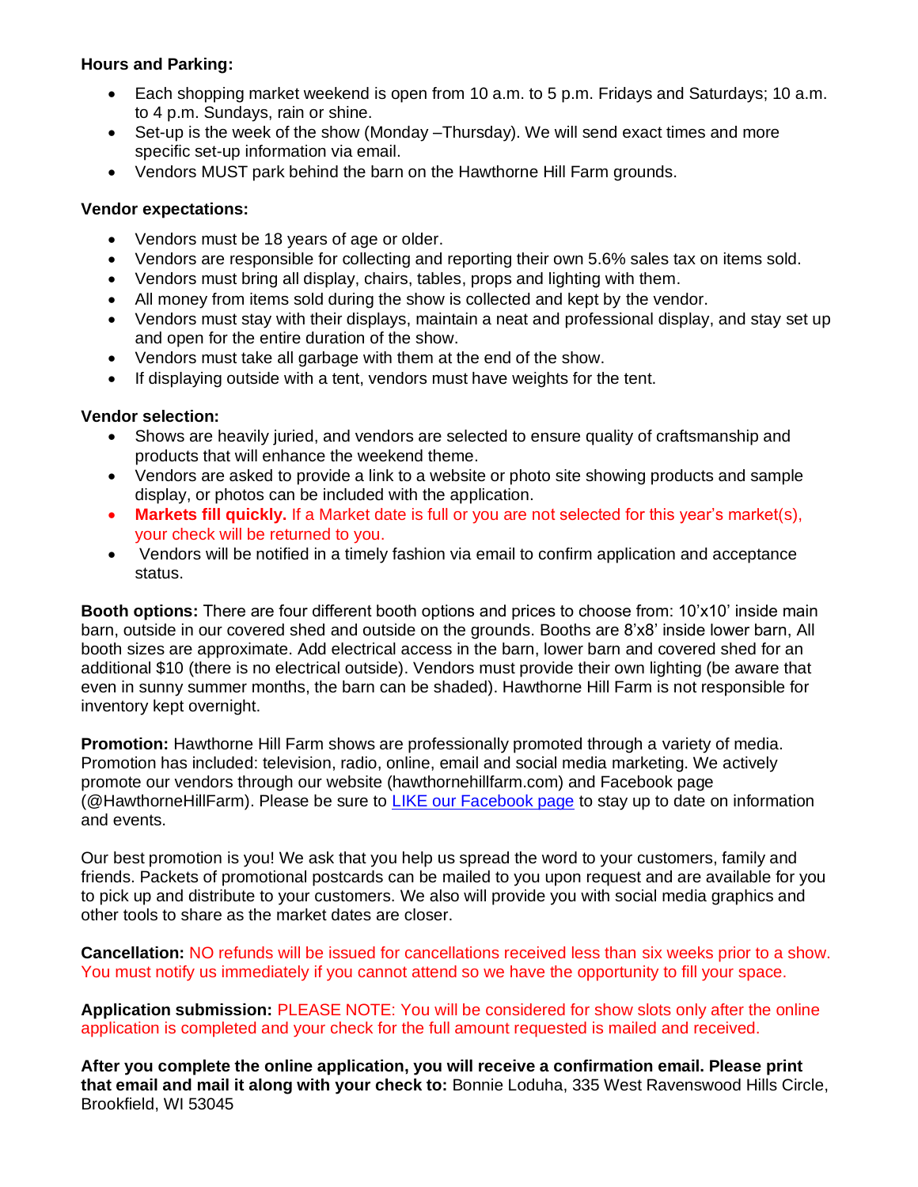**Hours and Parking:**

- Each shopping market weekend is open from 10 a.m. to 5 p.m. Fridays and Saturdays; 10 a.m. to 4 p.m. Sundays, rain or shine.
- Set-up is the week of the show (Monday –Thursday). We will send exact times and more specific set-up information via email.
- Vendors MUST park behind the barn on the Hawthorne Hill Farm grounds.

**Vendor expectations:**

- Vendors must be 18 years of age or older.
- Vendors are responsible for collecting and reporting their own 5.6% sales tax on items sold.
- Vendors must bring all display, chairs, tables, props and lighting with them.
- All money from items sold during the show is collected and kept by the vendor.
- Vendors must stay with their displays, maintain a neat and professional display, and stay set up and open for the entire duration of the show.
- Vendors must take all garbage with them at the end of the show.
- If displaying outside with a tent, vendors must have weights for the tent.

**Vendor selection:**

- Shows are heavily juried, and vendors are selected to ensure quality of craftsmanship and products that will enhance the weekend theme.
- Vendors are asked to provide a link to a website or photo site showing products and sample display, or photos can be included with the application.
- **Markets fill quickly.** If a Market date is full or you are not selected for this year's market(s), your check will be returned to you.
- Vendors will be notified in a timely fashion via email to confirm application and acceptance status.

**Booth options:** There are four different booth options and prices to choose from: 10'x10' inside main barn, outside in our covered shed and outside on the grounds. Booths are 8'x8' inside lower barn, All booth sizes are approximate. Add electrical access in the barn, lower barn and covered shed for an additional $10 (there is no electrical outside). Vendors must provide their own lighting (be aware that even in sunny summer months, the barn can be shaded). Hawthorne Hill Farm is not responsible for inventory kept overnight.

**Promotion:** Hawthorne Hill Farm shows are professionally promoted through a variety of media. Promotion has included: television, radio, online, email and social media marketing. We actively promote our vendors through our website (hawthornehillfarm.com) and Facebook page (@HawthorneHillFarm). Please be sure to LIKE our Facebook page to stay up to date on information and events.

Our best promotion is you! We ask that you help us spread the word to your customers, family and friends. Packets of promotional postcards can be mailed to you upon request and are available for you to pick up and distribute to your customers. We also will provide you with social media graphics and other tools to share as the market dates are closer.

**Cancellation:** NO refunds will be issued for cancellations received less than six weeks prior to a show. You must notify us immediately if you cannot attend so we have the opportunity to fill your space.

**Application submission:** PLEASE NOTE: You will be considered for show slots only after the online application is completed and your check for the full amount requested is mailed and received.

**After you complete the online application, you will receive a confirmation email. Please print that email and mail it along with your check to:** Bonnie Loduha, 335 West Ravenswood Hills Circle, Brookfield, WI 53045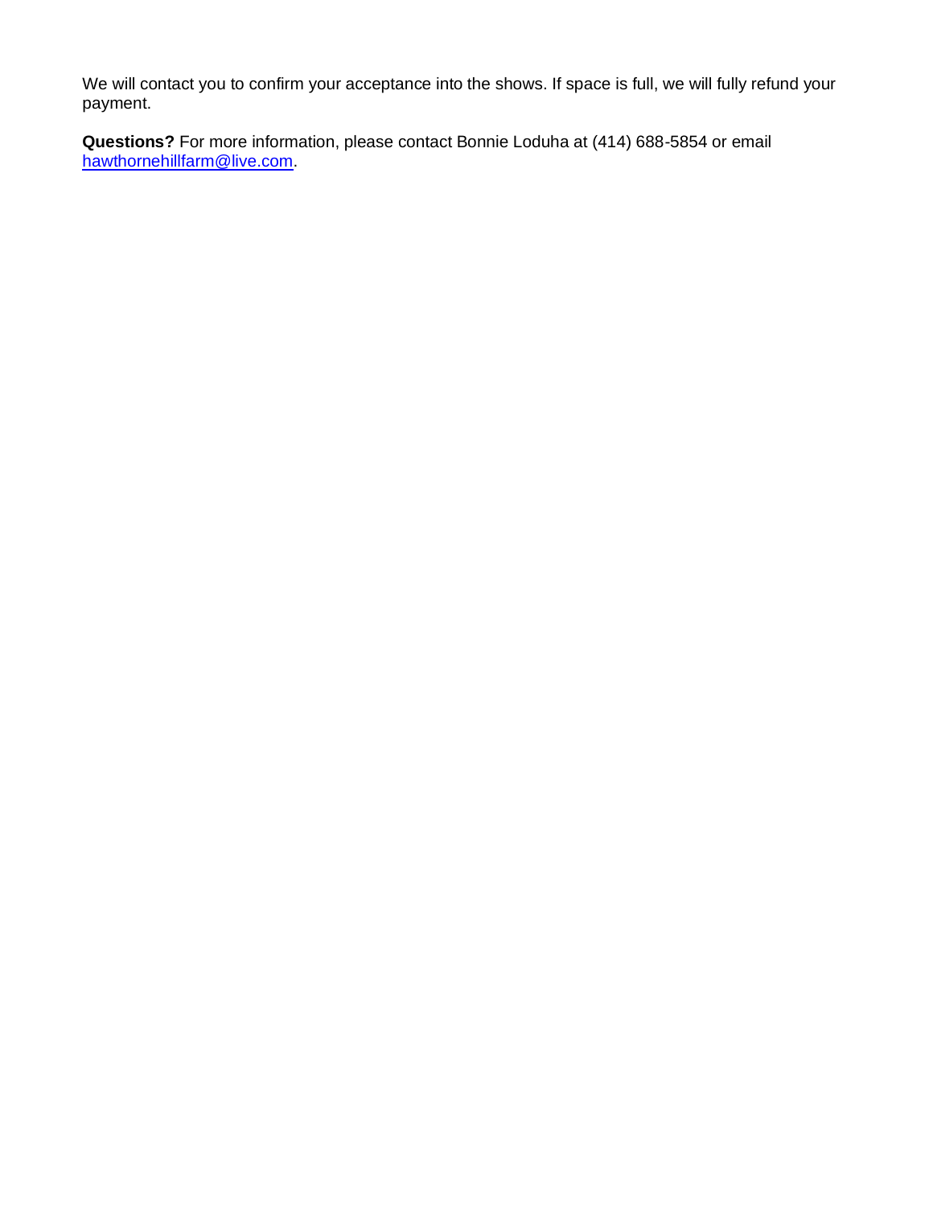We will contact you to confirm your acceptance into the shows. If space is full, we will fully refund your payment.

**Questions?** For more information, please contact Bonnie Loduha at (414) 688-5854 or email hawthornehillfarm@live.com.